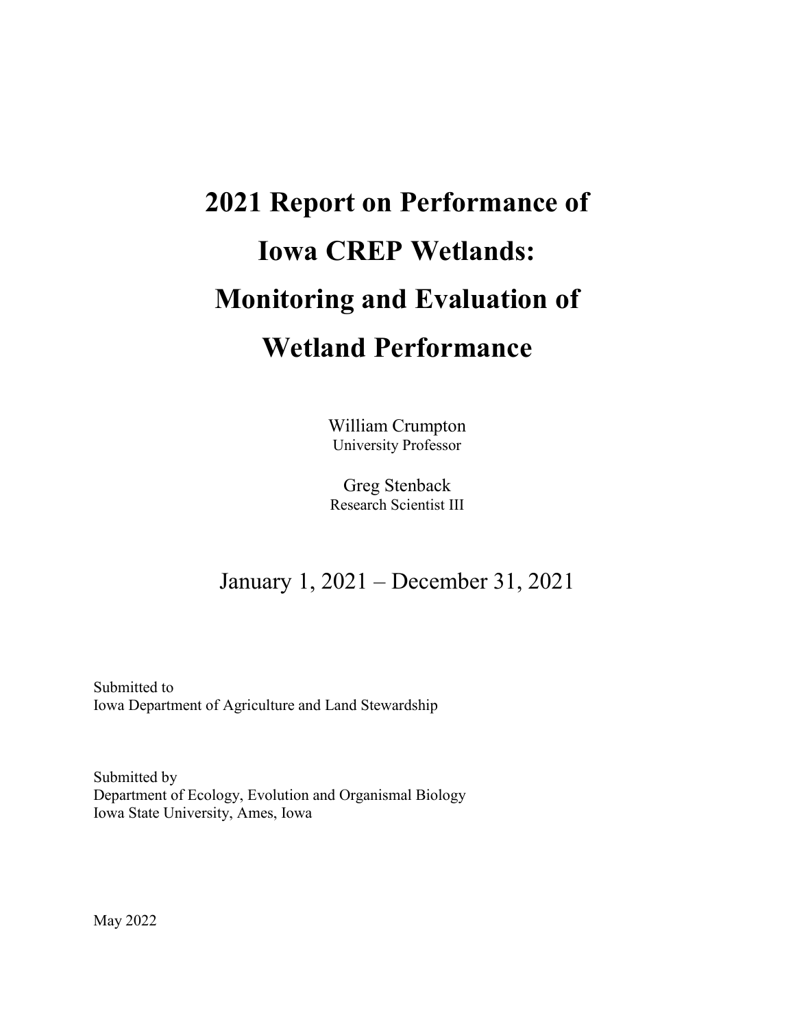# 2021 Report on Performance of Iowa CREP Wetlands: Monitoring and Evaluation of Wetland Performance

William Crumpton
University Professor

Greg Stenback
Research Scientist III

January 1, 2021 – December 31, 2021

Submitted to
Iowa Department of Agriculture and Land Stewardship

Submitted by
Department of Ecology, Evolution and Organismal Biology
Iowa State University, Ames, Iowa

May 2022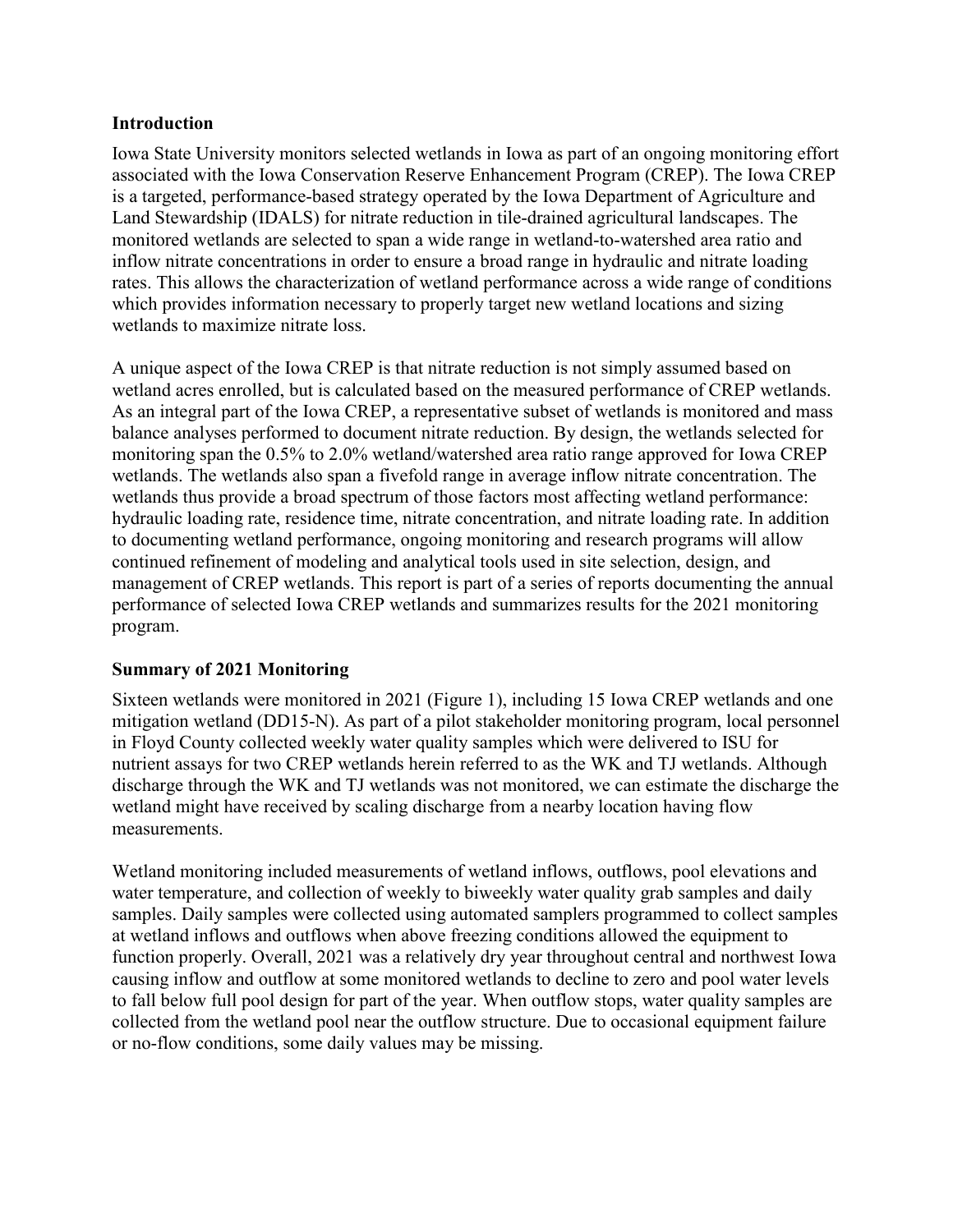## Introduction

Iowa State University monitors selected wetlands in Iowa as part of an ongoing monitoring effort associated with the Iowa Conservation Reserve Enhancement Program (CREP). The Iowa CREP is a targeted, performance-based strategy operated by the Iowa Department of Agriculture and Land Stewardship (IDALS) for nitrate reduction in tile-drained agricultural landscapes. The monitored wetlands are selected to span a wide range in wetland-to-watershed area ratio and inflow nitrate concentrations in order to ensure a broad range in hydraulic and nitrate loading rates. This allows the characterization of wetland performance across a wide range of conditions which provides information necessary to properly target new wetland locations and sizing wetlands to maximize nitrate loss.

A unique aspect of the Iowa CREP is that nitrate reduction is not simply assumed based on wetland acres enrolled, but is calculated based on the measured performance of CREP wetlands. As an integral part of the Iowa CREP, a representative subset of wetlands is monitored and mass balance analyses performed to document nitrate reduction. By design, the wetlands selected for monitoring span the 0.5% to 2.0% wetland/watershed area ratio range approved for Iowa CREP wetlands. The wetlands also span a fivefold range in average inflow nitrate concentration. The wetlands thus provide a broad spectrum of those factors most affecting wetland performance: hydraulic loading rate, residence time, nitrate concentration, and nitrate loading rate. In addition to documenting wetland performance, ongoing monitoring and research programs will allow continued refinement of modeling and analytical tools used in site selection, design, and management of CREP wetlands. This report is part of a series of reports documenting the annual performance of selected Iowa CREP wetlands and summarizes results for the 2021 monitoring program.

## Summary of 2021 Monitoring

Sixteen wetlands were monitored in 2021 (Figure 1), including 15 Iowa CREP wetlands and one mitigation wetland (DD15-N). As part of a pilot stakeholder monitoring program, local personnel in Floyd County collected weekly water quality samples which were delivered to ISU for nutrient assays for two CREP wetlands herein referred to as the WK and TJ wetlands. Although discharge through the WK and TJ wetlands was not monitored, we can estimate the discharge the wetland might have received by scaling discharge from a nearby location having flow measurements.

Wetland monitoring included measurements of wetland inflows, outflows, pool elevations and water temperature, and collection of weekly to biweekly water quality grab samples and daily samples. Daily samples were collected using automated samplers programmed to collect samples at wetland inflows and outflows when above freezing conditions allowed the equipment to function properly. Overall, 2021 was a relatively dry year throughout central and northwest Iowa causing inflow and outflow at some monitored wetlands to decline to zero and pool water levels to fall below full pool design for part of the year. When outflow stops, water quality samples are collected from the wetland pool near the outflow structure. Due to occasional equipment failure or no-flow conditions, some daily values may be missing.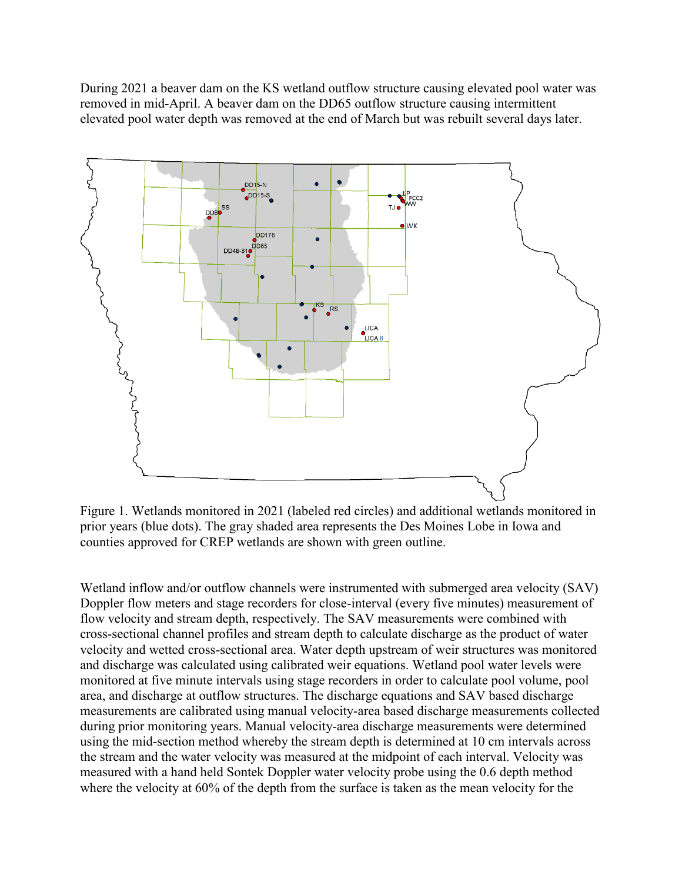During 2021 a beaver dam on the KS wetland outflow structure causing elevated pool water was removed in mid-April. A beaver dam on the DD65 outflow structure causing intermittent elevated pool water depth was removed at the end of March but was rebuilt several days later.

Figure 1. Wetlands monitored in 2021 (labeled red circles) and additional wetlands monitored in prior years (blue dots). The gray shaded area represents the Des Moines Lobe in Iowa and counties approved for CREP wetlands are shown with green outline.

Wetland inflow and/or outflow channels were instrumented with submerged area velocity (SAV) Doppler flow meters and stage recorders for close-interval (every five minutes) measurement of flow velocity and stream depth, respectively. The SAV measurements were combined with cross-sectional channel profiles and stream depth to calculate discharge as the product of water velocity and wetted cross-sectional area. Water depth upstream of weir structures was monitored and discharge was calculated using calibrated weir equations. Wetland pool water levels were monitored at five minute intervals using stage recorders in order to calculate pool volume, pool area, and discharge at outflow structures. The discharge equations and SAV based discharge measurements are calibrated using manual velocity-area based discharge measurements collected during prior monitoring years. Manual velocity-area discharge measurements were determined using the mid-section method whereby the stream depth is determined at 10 cm intervals across the stream and the water velocity was measured at the midpoint of each interval. Velocity was measured with a hand held Sontek Doppler water velocity probe using the 0.6 depth method where the velocity at 60% of the depth from the surface is taken as the mean velocity for the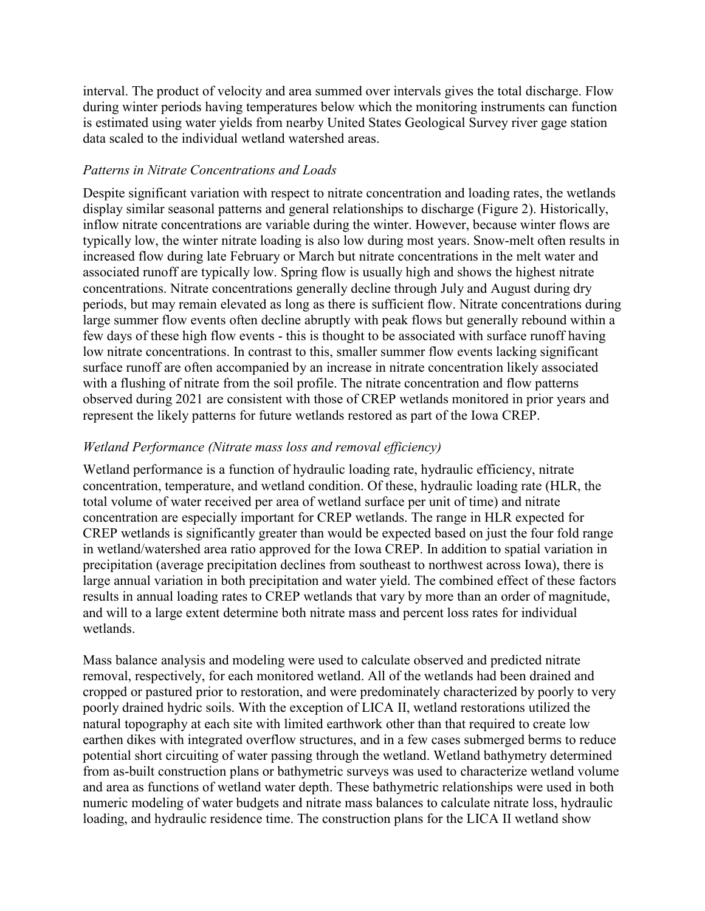interval. The product of velocity and area summed over intervals gives the total discharge. Flow during winter periods having temperatures below which the monitoring instruments can function is estimated using water yields from nearby United States Geological Survey river gage station data scaled to the individual wetland watershed areas.

### *Patterns in Nitrate Concentrations and Loads*

Despite significant variation with respect to nitrate concentration and loading rates, the wetlands display similar seasonal patterns and general relationships to discharge (Figure 2). Historically, inflow nitrate concentrations are variable during the winter. However, because winter flows are typically low, the winter nitrate loading is also low during most years. Snow-melt often results in increased flow during late February or March but nitrate concentrations in the melt water and associated runoff are typically low. Spring flow is usually high and shows the highest nitrate concentrations. Nitrate concentrations generally decline through July and August during dry periods, but may remain elevated as long as there is sufficient flow. Nitrate concentrations during large summer flow events often decline abruptly with peak flows but generally rebound within a few days of these high flow events - this is thought to be associated with surface runoff having low nitrate concentrations. In contrast to this, smaller summer flow events lacking significant surface runoff are often accompanied by an increase in nitrate concentration likely associated with a flushing of nitrate from the soil profile. The nitrate concentration and flow patterns observed during 2021 are consistent with those of CREP wetlands monitored in prior years and represent the likely patterns for future wetlands restored as part of the Iowa CREP.

### *Wetland Performance (Nitrate mass loss and removal efficiency)*

Wetland performance is a function of hydraulic loading rate, hydraulic efficiency, nitrate concentration, temperature, and wetland condition. Of these, hydraulic loading rate (HLR, the total volume of water received per area of wetland surface per unit of time) and nitrate concentration are especially important for CREP wetlands. The range in HLR expected for CREP wetlands is significantly greater than would be expected based on just the four fold range in wetland/watershed area ratio approved for the Iowa CREP. In addition to spatial variation in precipitation (average precipitation declines from southeast to northwest across Iowa), there is large annual variation in both precipitation and water yield. The combined effect of these factors results in annual loading rates to CREP wetlands that vary by more than an order of magnitude, and will to a large extent determine both nitrate mass and percent loss rates for individual wetlands.

Mass balance analysis and modeling were used to calculate observed and predicted nitrate removal, respectively, for each monitored wetland. All of the wetlands had been drained and cropped or pastured prior to restoration, and were predominately characterized by poorly to very poorly drained hydric soils. With the exception of LICA II, wetland restorations utilized the natural topography at each site with limited earthwork other than that required to create low earthen dikes with integrated overflow structures, and in a few cases submerged berms to reduce potential short circuiting of water passing through the wetland. Wetland bathymetry determined from as-built construction plans or bathymetric surveys was used to characterize wetland volume and area as functions of wetland water depth. These bathymetric relationships were used in both numeric modeling of water budgets and nitrate mass balances to calculate nitrate loss, hydraulic loading, and hydraulic residence time. The construction plans for the LICA II wetland show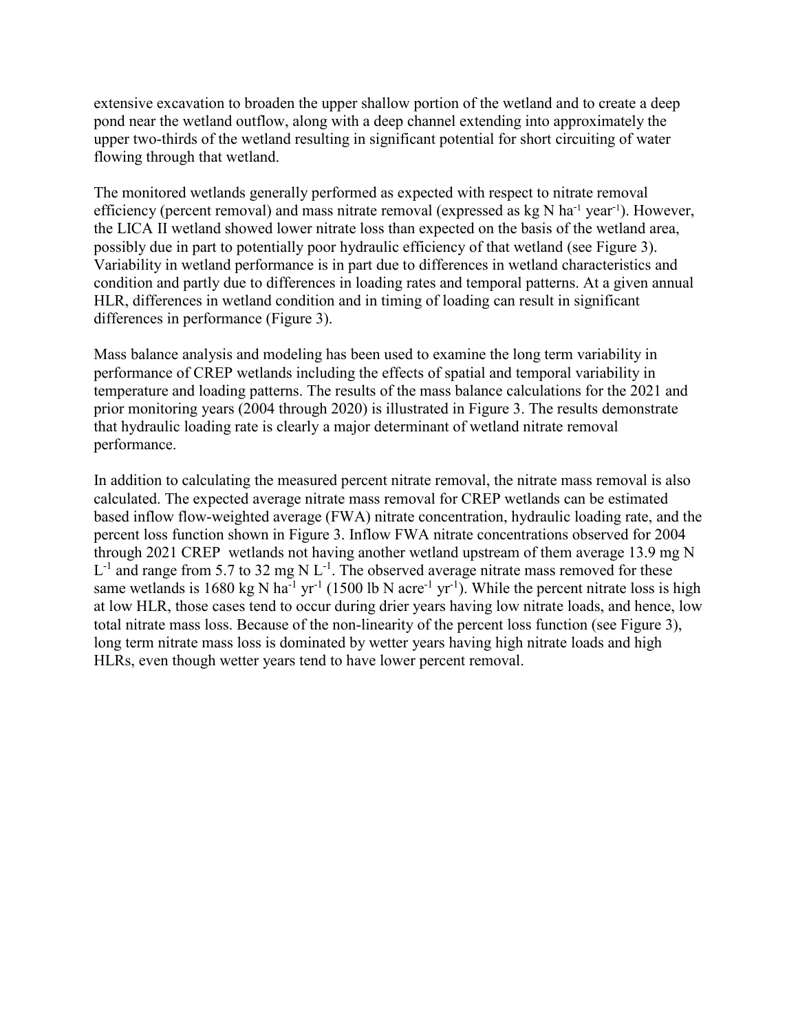extensive excavation to broaden the upper shallow portion of the wetland and to create a deep pond near the wetland outflow, along with a deep channel extending into approximately the upper two-thirds of the wetland resulting in significant potential for short circuiting of water flowing through that wetland.

The monitored wetlands generally performed as expected with respect to nitrate removal efficiency (percent removal) and mass nitrate removal (expressed as kg N $ha^{-1}$ $year^{-1}$). However, the LICA II wetland showed lower nitrate loss than expected on the basis of the wetland area, possibly due in part to potentially poor hydraulic efficiency of that wetland (see Figure 3). Variability in wetland performance is in part due to differences in wetland characteristics and condition and partly due to differences in loading rates and temporal patterns. At a given annual HLR, differences in wetland condition and in timing of loading can result in significant differences in performance (Figure 3).

Mass balance analysis and modeling has been used to examine the long term variability in performance of CREP wetlands including the effects of spatial and temporal variability in temperature and loading patterns. The results of the mass balance calculations for the 2021 and prior monitoring years (2004 through 2020) is illustrated in Figure 3. The results demonstrate that hydraulic loading rate is clearly a major determinant of wetland nitrate removal performance.

In addition to calculating the measured percent nitrate removal, the nitrate mass removal is also calculated. The expected average nitrate mass removal for CREP wetlands can be estimated based inflow flow-weighted average (FWA) nitrate concentration, hydraulic loading rate, and the percent loss function shown in Figure 3. Inflow FWA nitrate concentrations observed for 2004 through 2021 CREP wetlands not having another wetland upstream of them average 13.9 mg N $L^{-1}$ and range from 5.7 to 32 mg N $L^{-1}$. The observed average nitrate mass removed for these same wetlands is 1680 kg N $ha^{-1}$ $yr^{-1}$ (1500 lb N $acre^{-1}$ $yr^{-1}$). While the percent nitrate loss is high at low HLR, those cases tend to occur during drier years having low nitrate loads, and hence, low total nitrate mass loss. Because of the non-linearity of the percent loss function (see Figure 3), long term nitrate mass loss is dominated by wetter years having high nitrate loads and high HLRs, even though wetter years tend to have lower percent removal.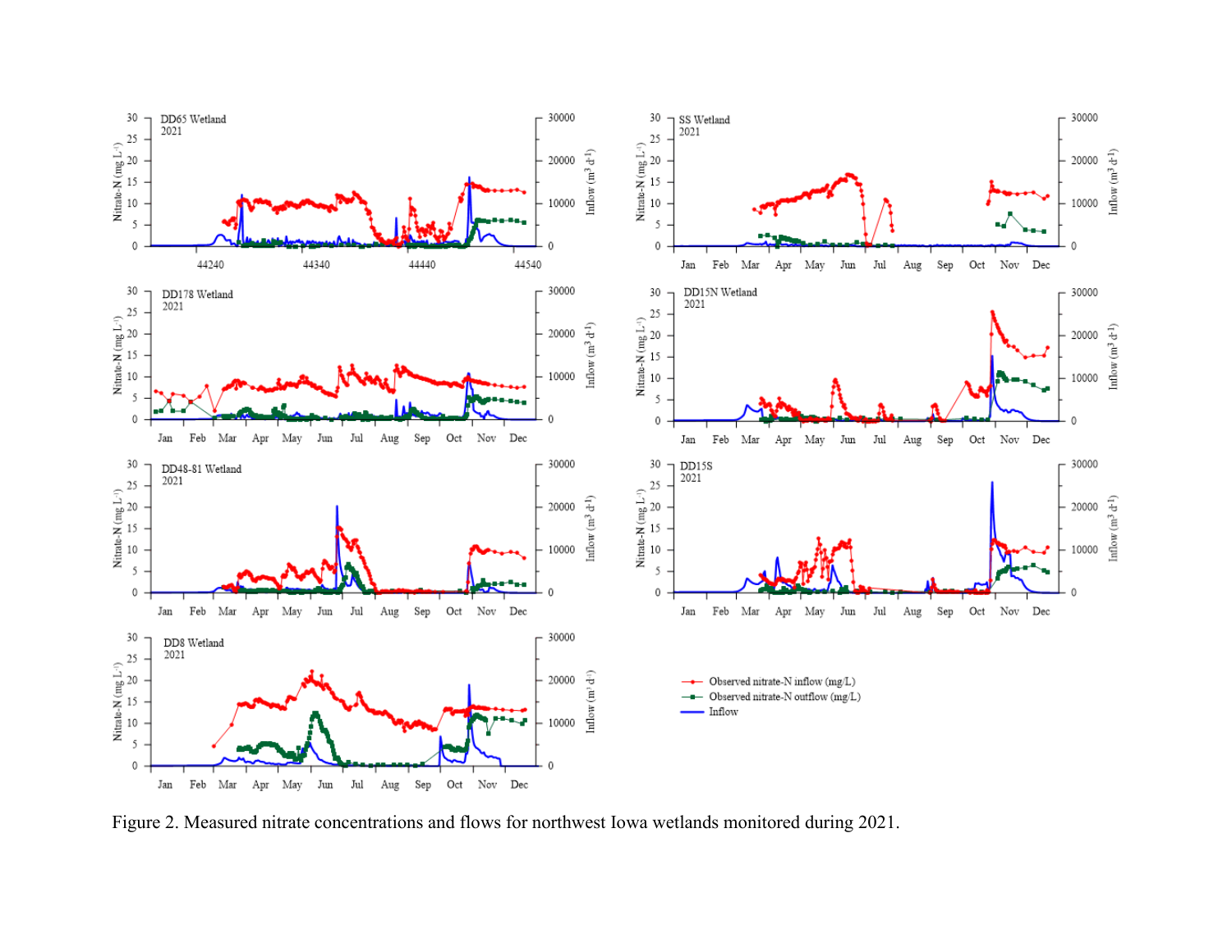Figure 2. Measured nitrate concentrations and flows for northwest Iowa wetlands monitored during 2021.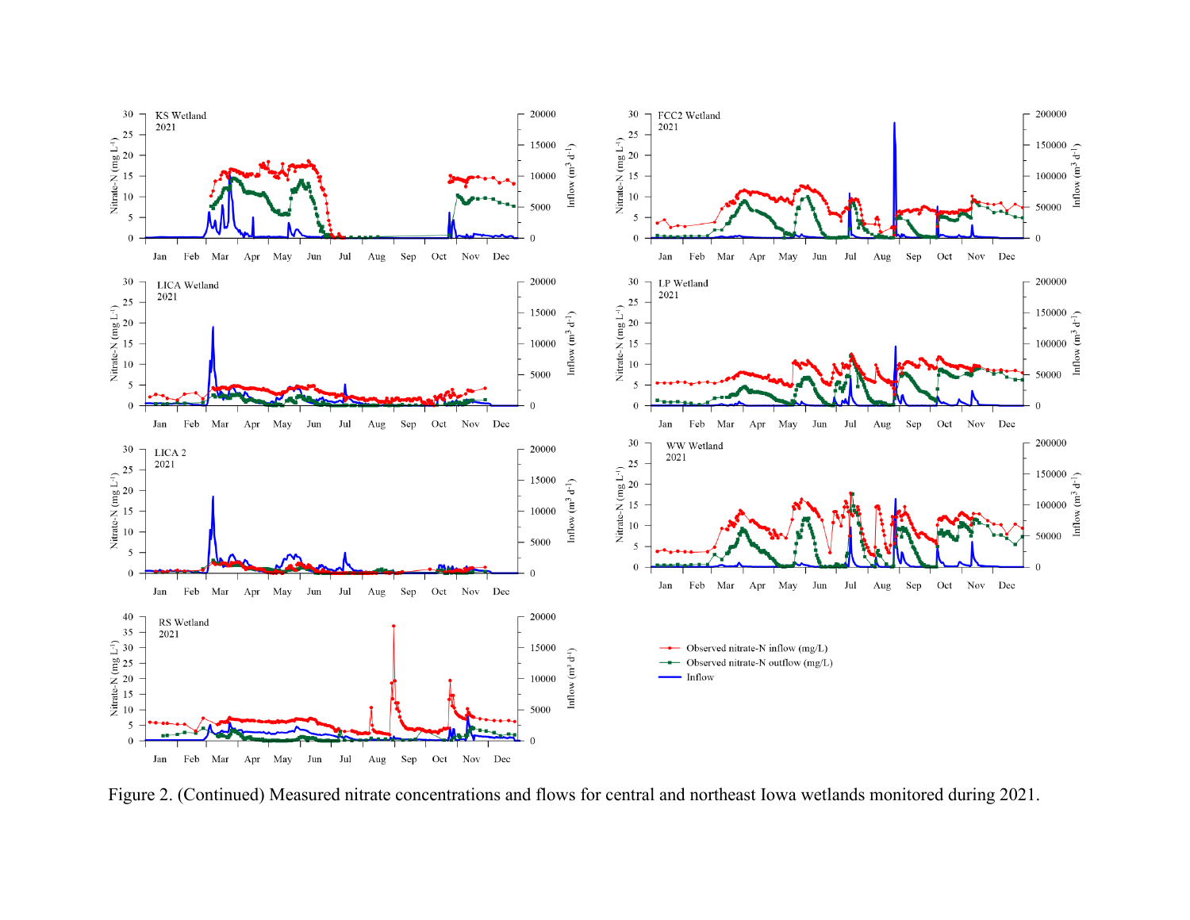Figure 2. (Continued) Measured nitrate concentrations and flows for central and northeast Iowa wetlands monitored during 2021.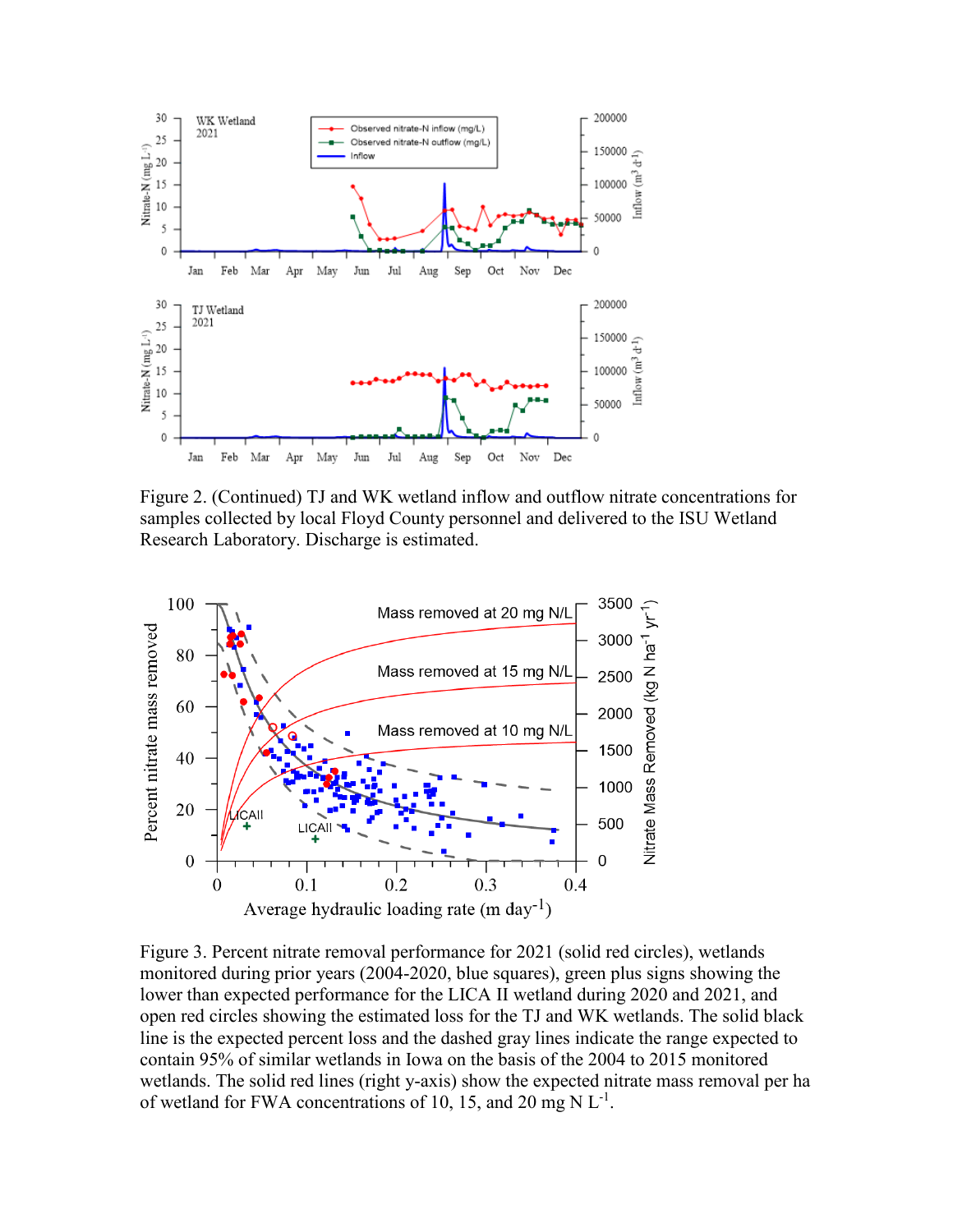WK Wetland
2021

Observed nitrate-N inflow (mg/L)
Observed nitrate-N outflow (mg/L)
Inflow

Nitrate-N (mg L-1)
0 5 10 15 20 25 30

Inflow (m3 d-1)
0 50000 100000 150000 200000

Jan Feb Mar Apr May Jun Jul Aug Sep Oct Nov Dec

TJ Wetland
2021

Nitrate-N (mg L-1)
0 5 10 15 20 25 30

Inflow (m3 d-1)
0 50000 100000 150000 200000

Jan Feb Mar Apr May Jun Jul Aug Sep Oct Nov Dec

Figure 2. (Continued) TJ and WK wetland inflow and outflow nitrate concentrations for samples collected by local Floyd County personnel and delivered to the ISU Wetland Research Laboratory. Discharge is estimated.

Mass removed at 20 mg N/L
Mass removed at 15 mg N/L
Mass removed at 10 mg N/L
LICAII
LICAII

Percent nitrate mass removed
0 20 40 60 80 100

Nitrate Mass Removed (kg N ha-1 yr-1)
0 500 1000 1500 2000 2500 3000 3500

Average hydraulic loading rate (m day-1)
0 0.1 0.2 0.3 0.4

Figure 3. Percent nitrate removal performance for 2021 (solid red circles), wetlands monitored during prior years (2004-2020, blue squares), green plus signs showing the lower than expected performance for the LICA II wetland during 2020 and 2021, and open red circles showing the estimated loss for the TJ and WK wetlands. The solid black line is the expected percent loss and the dashed gray lines indicate the range expected to contain 95% of similar wetlands in Iowa on the basis of the 2004 to 2015 monitored wetlands. The solid red lines (right y-axis) show the expected nitrate mass removal per ha of wetland for FWA concentrations of 10, 15, and 20 mg N L-1.